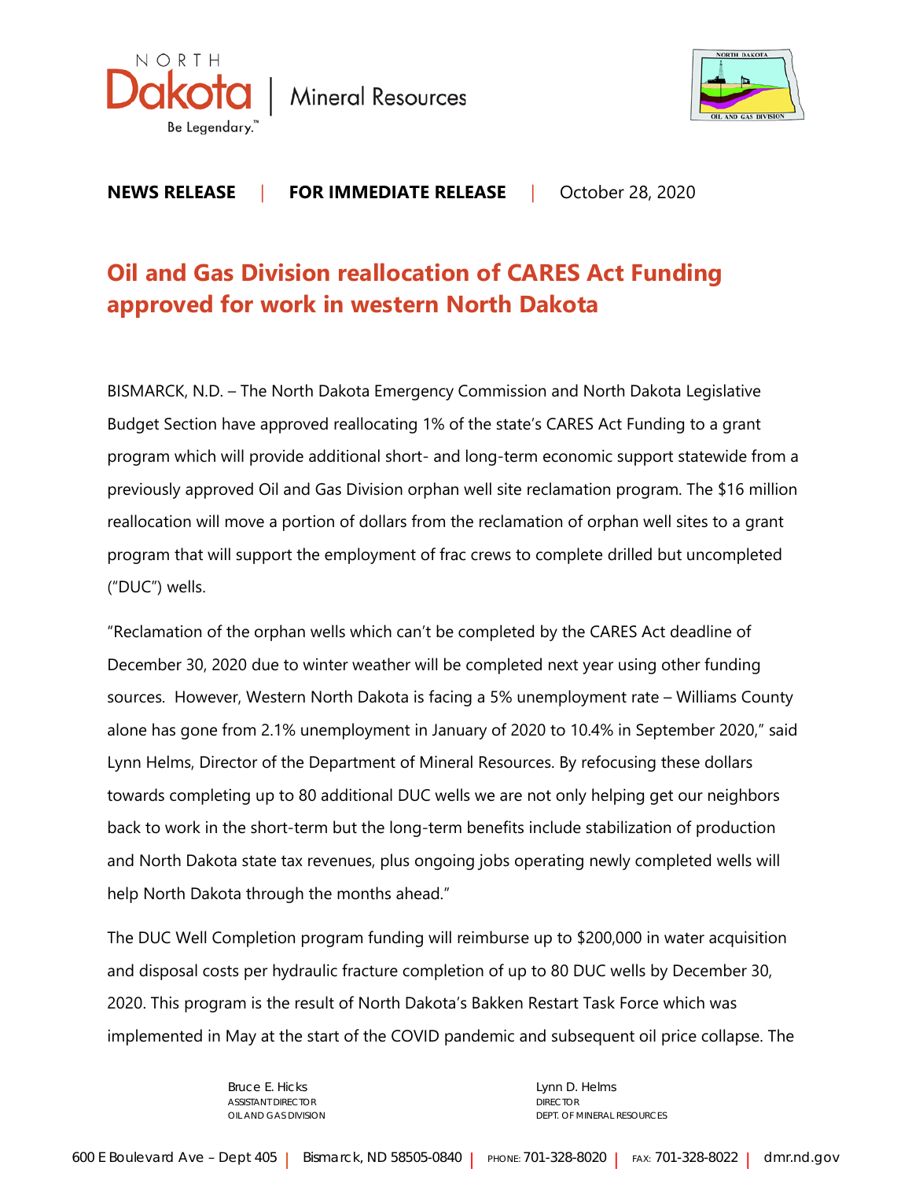**NEWS RELEASE** | **FOR IMMEDIATE RELEASE** | October 28, 2020

# Oil and Gas Division reallocation of CARES Act Funding approved for work in western North Dakota

BISMARCK, N.D. – The North Dakota Emergency Commission and North Dakota Legislative Budget Section have approved reallocating 1% of the state's CARES Act Funding to a grant program which will provide additional short- and long-term economic support statewide from a previously approved Oil and Gas Division orphan well site reclamation program. The $16 million reallocation will move a portion of dollars from the reclamation of orphan well sites to a grant program that will support the employment of frac crews to complete drilled but uncompleted ("DUC") wells.

"Reclamation of the orphan wells which can't be completed by the CARES Act deadline of December 30, 2020 due to winter weather will be completed next year using other funding sources. However, Western North Dakota is facing a 5% unemployment rate – Williams County alone has gone from 2.1% unemployment in January of 2020 to 10.4% in September 2020," said Lynn Helms, Director of the Department of Mineral Resources. By refocusing these dollars towards completing up to 80 additional DUC wells we are not only helping get our neighbors back to work in the short-term but the long-term benefits include stabilization of production and North Dakota state tax revenues, plus ongoing jobs operating newly completed wells will help North Dakota through the months ahead."

The DUC Well Completion program funding will reimburse up to $200,000 in water acquisition and disposal costs per hydraulic fracture completion of up to 80 DUC wells by December 30, 2020. This program is the result of North Dakota's Bakken Restart Task Force which was implemented in May at the start of the COVID pandemic and subsequent oil price collapse. The

Bruce E. Hicks
ASSISTANT DIRECTOR
OIL AND GAS DIVISION

Lynn D. Helms
DIRECTOR
DEPT. OF MINERAL RESOURCES

600 E Boulevard Ave – Dept 405 | Bismarck, ND 58505-0840 | PHONE: 701-328-8020 | FAX: 701-328-8022 | dmr.nd.gov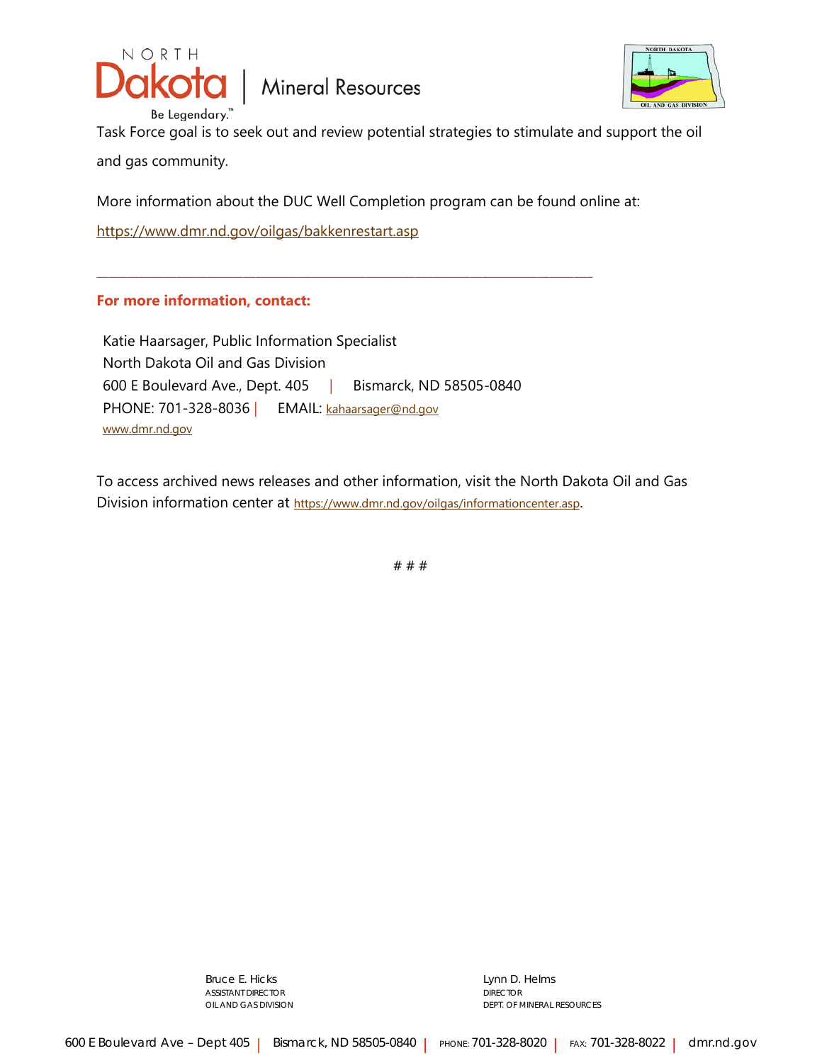Task Force goal is to seek out and review potential strategies to stimulate and support the oil and gas community.

More information about the DUC Well Completion program can be found online at:

https://www.dmr.nd.gov/oilgas/bakkenrestart.asp

---

**For more information, contact:**

Katie Haarsager, Public Information Specialist
North Dakota Oil and Gas Division
600 E Boulevard Ave., Dept. 405 | Bismarck, ND 58505-0840
PHONE: 701-328-8036 | EMAIL: kahaarsager@nd.gov
www.dmr.nd.gov

To access archived news releases and other information, visit the North Dakota Oil and Gas Division information center at https://www.dmr.nd.gov/oilgas/informationcenter.asp.

# # #

Bruce E. Hicks
ASSISTANT DIRECTOR
OIL AND GAS DIVISION

Lynn D. Helms
DIRECTOR
DEPT. OF MINERAL RESOURCES

600 E Boulevard Ave – Dept 405 | Bismarck, ND 58505-0840 | PHONE: 701-328-8020 | FAX: 701-328-8022 | dmr.nd.gov